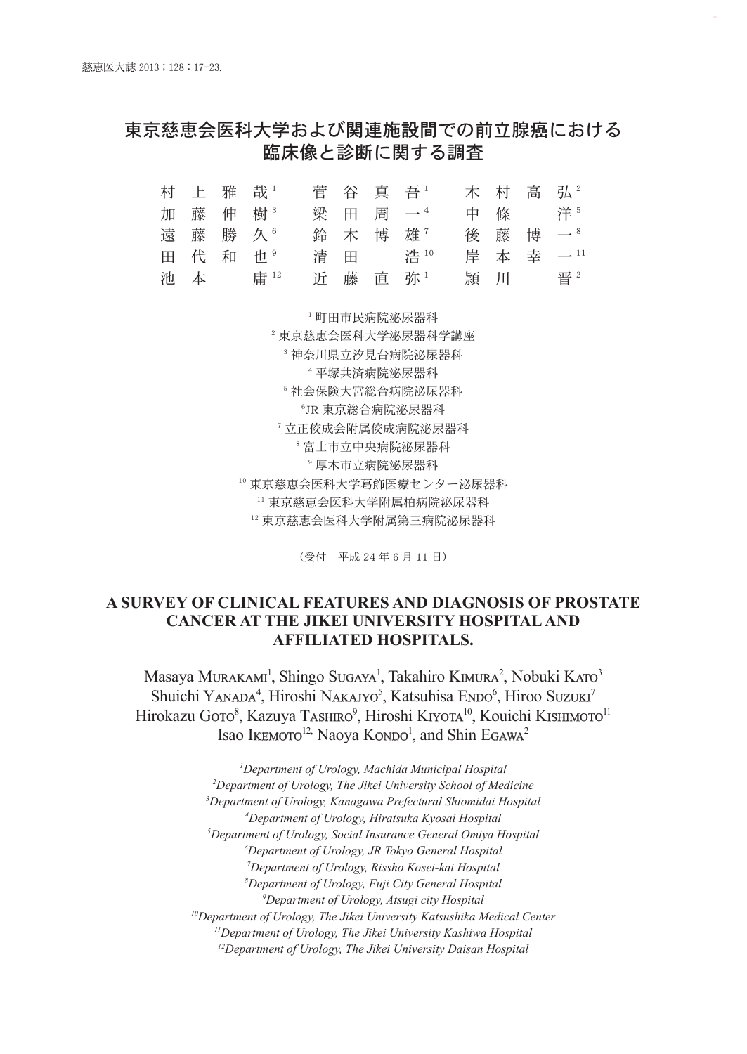# 東京慈恵会医科大学および関連施設間での前立腺癌における臨床像と診断に関する調査

村上 雅哉[1]　菅谷 真吾[1]　木村 高弘[2]
加藤 伸樹[3]　梁田 周一[4]　中條 洋[5]
遠藤 勝久[6]　鈴木 博雄[7]　後藤 博一[8]
田代 和也[9]　清田 浩[10]　岸本 幸一[11]
池本 庸[12]　近藤 直弥[1]　頴川 晋[2]

[1] 町田市民病院泌尿器科
[2] 東京慈恵会医科大学泌尿器科学講座
[3] 神奈川県立汐見台病院泌尿器科
[4] 平塚共済病院泌尿器科
[5] 社会保険大宮総合病院泌尿器科
[6] JR 東京総合病院泌尿器科
[7] 立正佼成会附属佼成病院泌尿器科
[8] 富士市立中央病院泌尿器科
[9] 厚木市立病院泌尿器科
[10] 東京慈恵会医科大学葛飾医療センター泌尿器科
[11] 東京慈恵会医科大学附属柏病院泌尿器科
[12] 東京慈恵会医科大学附属第三病院泌尿器科

（受付　平成 24 年 6 月 11 日）

## A SURVEY OF CLINICAL FEATURES AND DIAGNOSIS OF PROSTATE CANCER AT THE JIKEI UNIVERSITY HOSPITAL AND AFFILIATED HOSPITALS.

Masaya Murakami[1], Shingo Sugaya[1], Takahiro Kimura[2], Nobuki Kato[3]
Shuichi Yanada[4], Hiroshi Nakajyo[5], Katsuhisa Endo[6], Hiroo Suzuki[7]
Hirokazu Goto[8], Kazuya Tashiro[9], Hiroshi Kiyota[10], Kouichi Kishimoto[11]
Isao Ikemoto[12], Naoya Kondo[1], and Shin Egawa[2]

*[1]Department of Urology, Machida Municipal Hospital*
*[2]Department of Urology, The Jikei University School of Medicine*
*[3]Department of Urology, Kanagawa Prefectural Shiomidai Hospital*
*[4]Department of Urology, Hiratsuka Kyosai Hospital*
*[5]Department of Urology, Social Insurance General Omiya Hospital*
*[6]Department of Urology, JR Tokyo General Hospital*
*[7]Department of Urology, Rissho Kosei-kai Hospital*
*[8]Department of Urology, Fuji City General Hospital*
*[9]Department of Urology, Atsugi city Hospital*
*[10]Department of Urology, The Jikei University Katsushika Medical Center*
*[11]Department of Urology, The Jikei University Kashiwa Hospital*
*[12]Department of Urology, The Jikei University Daisan Hospital*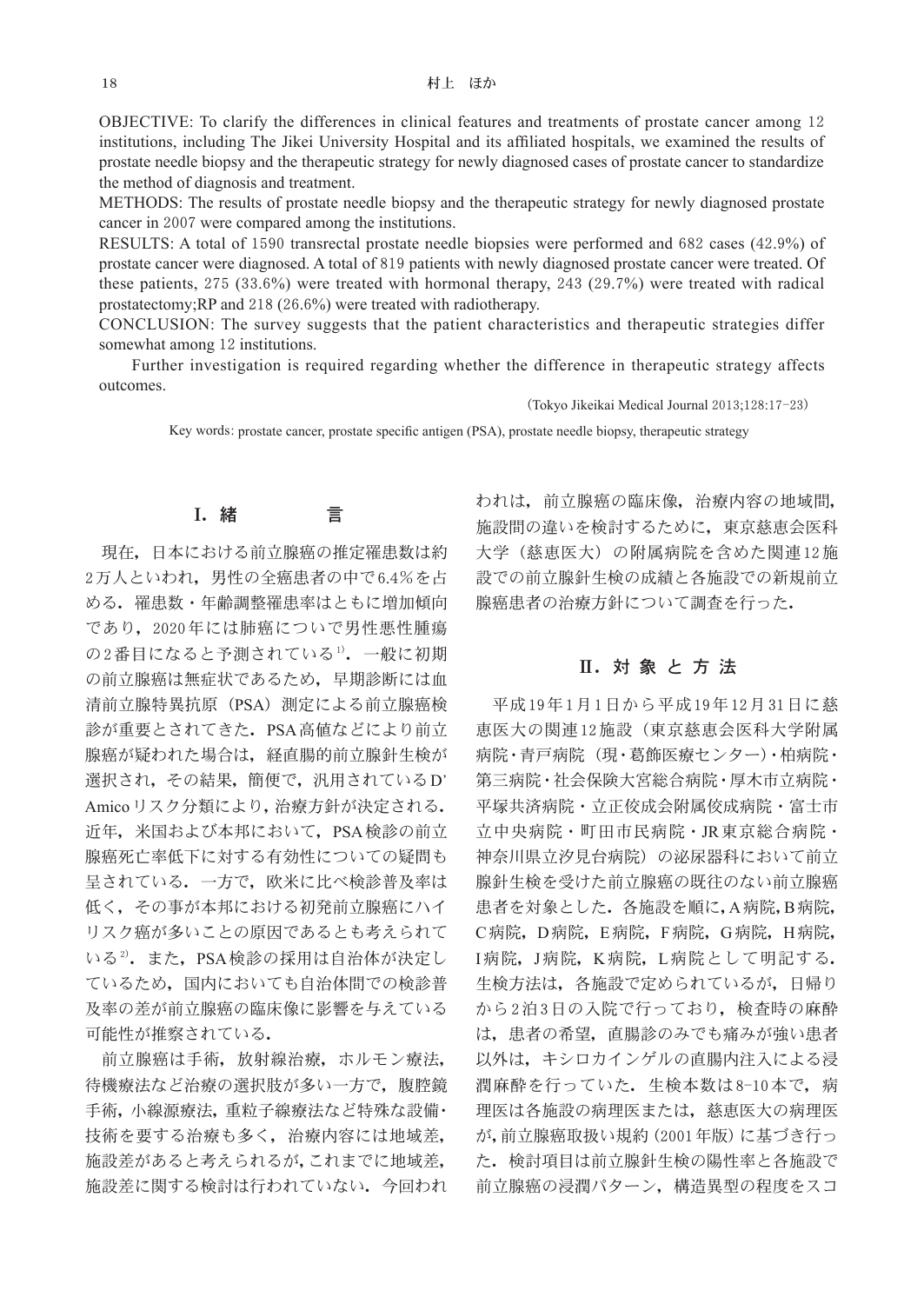OBJECTIVE: To clarify the differences in clinical features and treatments of prostate cancer among 12 institutions, including The Jikei University Hospital and its affiliated hospitals, we examined the results of prostate needle biopsy and the therapeutic strategy for newly diagnosed cases of prostate cancer to standardize the method of diagnosis and treatment.

METHODS: The results of prostate needle biopsy and the therapeutic strategy for newly diagnosed prostate cancer in 2007 were compared among the institutions.

RESULTS: A total of 1590 transrectal prostate needle biopsies were performed and 682 cases (42.9%) of prostate cancer were diagnosed. A total of 819 patients with newly diagnosed prostate cancer were treated. Of these patients, 275 (33.6%) were treated with hormonal therapy, 243 (29.7%) were treated with radical prostatectomy;RP and 218 (26.6%) were treated with radiotherapy.

CONCLUSION: The survey suggests that the patient characteristics and therapeutic strategies differ somewhat among 12 institutions.

Further investigation is required regarding whether the difference in therapeutic strategy affects outcomes.

(Tokyo Jikeikai Medical Journal 2013;128:17-23)

Key words: prostate cancer, prostate specific antigen (PSA), prostate needle biopsy, therapeutic strategy

## I. 緒　　言

現在，日本における前立腺癌の推定罹患数は約2万人といわれ，男性の全癌患者の中で6.4%を占める．罹患数・年齢調整罹患率はともに増加傾向であり，2020年には肺癌について男性悪性腫瘍の2番目になると予測されている[1]．一般に初期の前立腺癌は無症状であるため，早期診断には血清前立腺特異抗原（PSA）測定による前立腺癌検診が重要とされてきた．PSA高値などにより前立腺癌が疑われた場合は，経直腸的前立腺針生検が選択され，その結果，簡便で，汎用されているD'Amicoリスク分類により，治療方針が決定される．近年，米国および本邦において，PSA検診の前立腺癌死亡率低下に対する有効性についての疑問も呈されている．一方で，欧米に比べ検診普及率は低く，その事が本邦における初発前立腺癌にハイリスク癌が多いことの原因であるとも考えられている[2]．また，PSA検診の採用は自治体が決定しているため，国内においても自治体間での検診普及率の差が前立腺癌の臨床像に影響を与えている可能性が推察されている．

前立腺癌は手術，放射線治療，ホルモン療法，待機療法など治療の選択肢が多い一方で，腹腔鏡手術，小線源療法，重粒子線療法など特殊な設備・技術を要する治療も多く，治療内容には地域差，施設差があると考えられるが，これまでに地域差，施設差に関する検討は行われていない．今回われわれは，前立腺癌の臨床像，治療内容の地域間，施設間の違いを検討するために，東京慈恵会医科大学（慈恵医大）の附属病院を含めた関連12施設での前立腺針生検の成績と各施設での新規前立腺癌患者の治療方針について調査を行った．

## II. 対 象 と 方 法

平成19年1月1日から平成19年12月31日に慈恵医大の関連12施設（東京慈恵会医科大学附属病院・青戸病院（現・葛飾医療センター）・柏病院・第三病院・社会保険大宮総合病院・厚木市立病院・平塚共済病院・立正佼成会附属佼成病院・富士市立中央病院・町田市民病院・JR東京総合病院・神奈川県立汐見台病院）の泌尿器科において前立腺針生検を受けた前立腺癌の既往のない前立腺癌患者を対象とした．各施設を順に，A病院，B病院，C病院，D病院，E病院，F病院，G病院，H病院，I病院，J病院，K病院，L病院として明記する．生検方法は，各施設で定められているが，日帰りから2泊3日の入院で行っており，検査時の麻酔は，患者の希望，直腸診のみでも痛みが強い患者以外は，キシロカインゲルの直腸内注入による浸潤麻酔を行っていた．生検本数は8-10本で，病理医は各施設の病理医または，慈恵医大の病理医が，前立腺癌取扱い規約（2001年版）に基づき行った．検討項目は前立腺針生検の陽性率と各施設で前立腺癌の浸潤パターン，構造異型の程度をスコ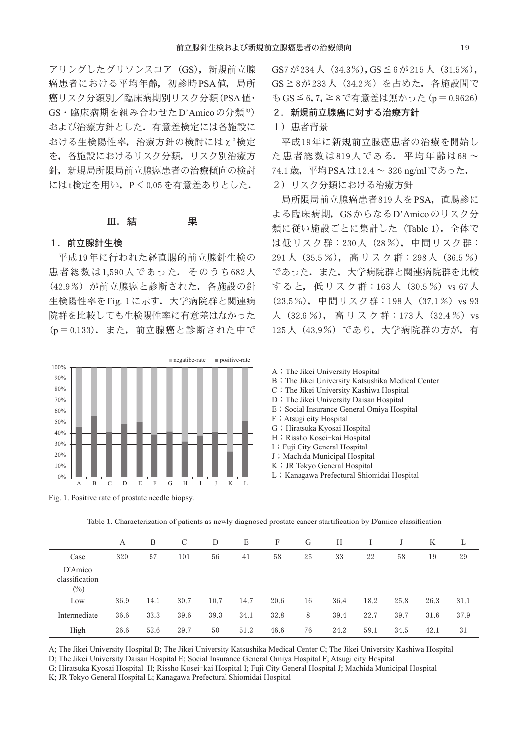アリングしたグリソンスコア（GS），新規前立腺癌患者における平均年齢，初診時PSA値，局所癌リスク分類別／臨床病期別リスク分類（PSA値・GS・臨床病期を組み合わせたD'Amicoの分類[3]）および治療方針とした．有意差検定には各施設における生検陽性率，治療方針の検討には$\chi^2$検定を，各施設におけるリスク分類，リスク別治療方針，新規局所限局前立腺癌患者の治療傾向の検討にはt検定を用い，$P < 0.05$を有意差ありとした．

## Ⅲ．結　　果

### 1．前立腺針生検

平成19年に行われた経直腸的前立腺針生検の患者総数は1,590人であった．そのうち682人（42.9%）が前立腺癌と診断された．各施設の針生検陽性率をFig. 1に示す．大学病院群と関連病院群を比較しても生検陽性率に有意差はなかった（$p = 0.133$）．また，前立腺癌と診断された中でGS7が234人（34.3%），GS≦6が215人（31.5%），GS≧8が233人（34.2%）を占めた．各施設間でもGS≦6, 7, ≧8で有意差は無かった（$p = 0.9626$）

### 2．新規前立腺癌に対する治療方針

1）患者背景

平成19年に新規前立腺癌患者の治療を開始した患者総数は819人である．平均年齢は68～74.1歳，平均PSAは12.4～326 ng/mlであった．

2）リスク分類における治療方針

局所限局前立腺癌患者819人をPSA，直腸診による臨床病期，GSからなるD'Amicoのリスク分類に従い施設ごとに集計した（Table 1）．全体では低リスク群：230人（28%），中間リスク群：291人（35.5%），高リスク群：298人（36.5%）であった．また，大学病院群と関連病院群を比較すると，低リスク群：163人（30.5%）vs 67人（23.5%），中間リスク群：198人（37.1%）vs 93人（32.6%），高リスク群：173人（32.4%）vs 125人（43.9%）であり，大学病院群の方が，有

A；The Jikei University Hospital
B；The Jikei University Katsushika Medical Center
C；The Jikei University Kashiwa Hospital
D；The Jikei University Daisan Hospital
E；Social Insurance General Omiya Hospital
F；Atsugi city Hospital
G；Hiratsuka Kyosai Hospital
H；Rissho Kosei-kai Hospital
I；Fuji City General Hospital
J；Machida Municipal Hospital
K；JR Tokyo General Hospital
L；Kanagawa Prefectural Shiomidai Hospital

Fig. 1. Positive rate of prostate needle biopsy.

Table 1. Characterization of patients as newly diagnosed prostate cancer startification by D'amico classification

| | A | B | C | D | E | F | G | H | I | J | K | L |
|---|---|---|---|---|---|---|---|---|---|---|---|---|
| Case | 320 | 57 | 101 | 56 | 41 | 58 | 25 | 33 | 22 | 58 | 19 | 29 |
| D'Amico classification (%) | | | | | | | | | | | | |
| Low | 36.9 | 14.1 | 30.7 | 10.7 | 14.7 | 20.6 | 16 | 36.4 | 18.2 | 25.8 | 26.3 | 31.1 |
| Intermediate | 36.6 | 33.3 | 39.6 | 39.3 | 34.1 | 32.8 | 8 | 39.4 | 22.7 | 39.7 | 31.6 | 37.9 |
| High | 26.6 | 52.6 | 29.7 | 50 | 51.2 | 46.6 | 76 | 24.2 | 59.1 | 34.5 | 42.1 | 31 |

A; The Jikei University Hospital B; The Jikei University Katsushika Medical Center C; The Jikei University Kashiwa Hospital
D; The Jikei University Daisan Hospital E; Social Insurance General Omiya Hospital F; Atsugi city Hospital
G; Hiratsuka Kyosai Hospital H; Rissho Kosei-kai Hospital I; Fuji City General Hospital J; Machida Municipal Hospital
K; JR Tokyo General Hospital L; Kanagawa Prefectural Shiomidai Hospital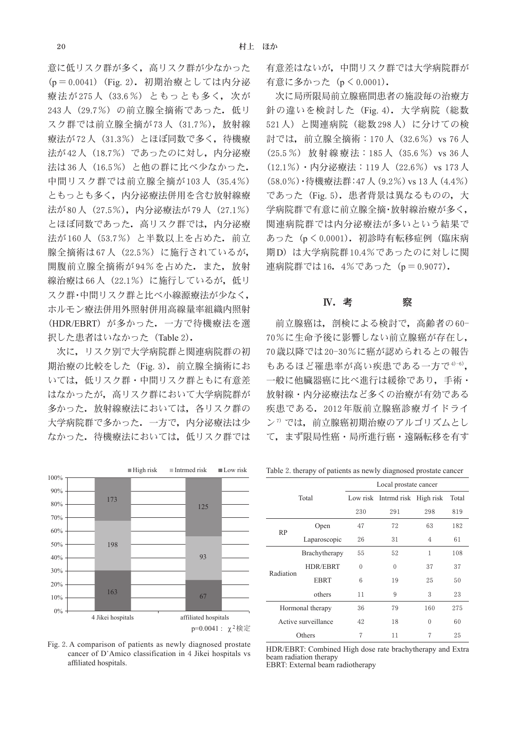意に低リスク群が多く，高リスク群が少なかった（p＝0.0041）（Fig. 2）．初期治療としては内分泌療法が275人（33.6％）ともっとも多く，次が243人（29.7％）の前立腺全摘術であった．低リスク群では前立腺全摘が73人（31.7％），放射線療法が72人（31.3％）とほぼ同数で多く，待機療法が42人（18.7％）であったのに対し，内分泌療法は36人（16.5％）と他の群に比べ少なかった．中間リスク群では前立腺全摘が103人（35.4％）ともっとも多く，内分泌療法併用を含む放射線療法が80人（27.5％），内分泌療法が79人（27.1％）とほぼ同数であった．高リスク群では，内分泌療法が160人（53.7％）と半数以上を占めた．前立腺全摘術は67人（22.5％）に施行されているが，開腹前立腺全摘術が94％を占めた．また，放射線治療は66人（22.1％）に施行しているが，低リスク群・中間リスク群と比べ小線源療法が少なく，ホルモン療法併用外照射併用高線量率組織内照射（HDR/EBRT）が多かった．一方で待機療法を選択した患者はいなかった（Table 2）．

次に，リスク別で大学病院群と関連病院群の初期治療の比較をした（Fig. 3）．前立腺全摘術においては，低リスク群・中間リスク群ともに有意差はなかったが，高リスク群において大学病院群が多かった．放射線療法においては，各リスク群の大学病院群で多かった．一方で，内分泌療法は少なかった．待機療法においては，低リスク群では有意差はないが，中間リスク群では大学病院群が有意に多かった（p＜0.0001）．

次に局所限局前立腺癌間患者の施設毎の治療方針の違いを検討した（Fig. 4）．大学病院（総数521人）と関連病院（総数298人）に分けての検討では，前立腺全摘術：170人（32.6％）vs 76人（25.5％）放射線療法：185人（35.6％）vs 36人（12.1％）・内分泌療法：119人（22.6％）vs 173人（58.0％）・待機療法群：47人（9.2％）vs 13人（4.4％）であった（Fig. 5）．患者背景は異なるものの，大学病院群で有意に前立腺全摘・放射線治療が多く，関連病院群では内分泌療法が多いという結果であった（p＜0.0001）．初診時有転移症例（臨床病期D）は大学病院群10.4％であったのに対しに関連病院群では16．4％であった（p＝0.9077）．

## Ⅳ．考　　察

前立腺癌は，剖検による検討で，高齢者の60-70％に生命予後に影響しない前立腺癌が存在し，70歳以降では20-30％に癌が認められるとの報告もあるほど罹患率が高い疾患である一方で[4)-6)]，一般に他臓器癌に比べ進行は緩徐であり，手術・放射線・内分泌療法など多くの治療が有効である疾患である．2012年版前立腺癌診療ガイドライン[7)]では，前立腺癌初期治療のアルゴリズムとして，まず限局性癌・局所進行癌・遠隔転移を有す

| | 4 Jikei hospitals | affiliated hospitals |
|---|---|---|
| High risk | 173 | 125 |
| Intrmed risk | 198 | 93 |
| Low risk | 163 | 67 |

p=0.0041： $\chi^2$検定

Fig. 2. A comparison of patients as newly diagnosed prostate cancer of D'Amico classification in 4 Jikei hospitals vs affiliated hospitals.

Table 2. therapy of patients as newly diagnosed prostate cancer

| Total | | Local prostate cancer | | | |
|---|---|---|---|---|---|
| | | Low risk | Intrmd risk | High risk | Total |
| | | 230 | 291 | 298 | 819 |
| RP | Open | 47 | 72 | 63 | 182 |
| | Laparoscopic | 26 | 31 | 4 | 61 |
| Radiation | Brachytherapy | 55 | 52 | 1 | 108 |
| | HDR/EBRT | 0 | 0 | 37 | 37 |
| | EBRT | 6 | 19 | 25 | 50 |
| | others | 11 | 9 | 3 | 23 |
| Hormonal therapy | | 36 | 79 | 160 | 275 |
| Active surveillance | | 42 | 18 | 0 | 60 |
| Others | | 7 | 11 | 7 | 25 |

HDR/EBRT: Combined High dose rate brachytherapy and Extra beam radiation therapy
EBRT: External beam radiotherapy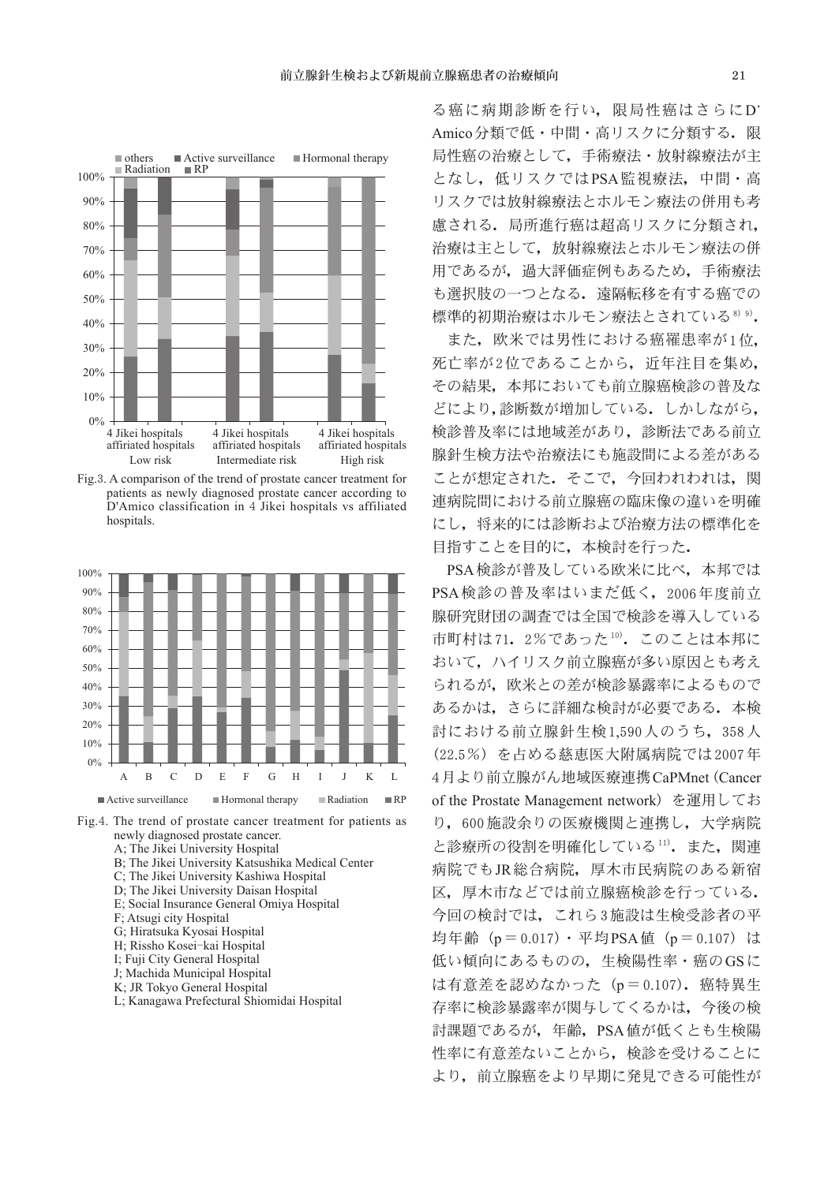Fig.3. A comparison of the trend of prostate cancer treatment for patients as newly diagnosed prostate cancer according to D'Amico classification in 4 Jikei hospitals vs affiliated hospitals.

Fig.4. The trend of prostate cancer treatment for patients as newly diagnosed prostate cancer.
A; The Jikei University Hospital
B; The Jikei University Katsushika Medical Center
C; The Jikei University Kashiwa Hospital
D; The Jikei University Daisan Hospital
E; Social Insurance General Omiya Hospital
F; Atsugi city Hospital
G; Hiratsuka Kyosai Hospital
H; Rissho Kosei-kai Hospital
I; Fuji City General Hospital
J; Machida Municipal Hospital
K; JR Tokyo General Hospital
L; Kanagawa Prefectural Shiomidai Hospital

る癌に病期診断を行い，限局性癌はさらにD'Amico分類で低・中間・高リスクに分類する．限局性癌の治療として，手術療法・放射線療法が主となし，低リスクではPSA監視療法，中間・高リスクでは放射線療法とホルモン療法の併用も考慮される．局所進行癌は超高リスクに分類され，治療は主として，放射線療法とホルモン療法の併用であるが，過大評価症例もあるため，手術療法も選択肢の一つとなる．遠隔転移を有する癌での標準的初期治療はホルモン療法とされている[8) 9)]．

また，欧米では男性における癌罹患率が1位，死亡率が2位であることから，近年注目を集め，その結果，本邦においても前立腺癌検診の普及などにより，診断数が増加している．しかしながら，検診普及率には地域差があり，診断法である前立腺針生検方法や治療法にも施設間による差があることが想定された．そこで，今回われわれは，関連病院間における前立腺癌の臨床像の違いを明確にし，将来的には診断および治療方法の標準化を目指すことを目的に，本検討を行った．

PSA検診が普及している欧米に比べ，本邦ではPSA検診の普及率はいまだ低く，2006年度前立腺研究財団の調査では全国で検診を導入している市町村は71．2％であった[10)]．このことは本邦において，ハイリスク前立腺癌が多い原因とも考えられるが，欧米との差が検診暴露率によるものであるかは，さらに詳細な検討が必要である．本検討における前立腺針生検1,590人のうち，358人（22.5％）を占める慈恵医大附属病院では2007年4月より前立腺がん地域医療連携CaPMnet（Cancer of the Prostate Management network）を運用しており，600施設余りの医療機関と連携し，大学病院と診療所の役割を明確化している[11)]．また，関連病院でもJR総合病院，厚木市民病院のある新宿区，厚木市などでは前立腺癌検診を行っている．今回の検討では，これら3施設は生検受診者の平均年齢（$p = 0.017$）・平均PSA値（$p = 0.107$）は低い傾向にあるものの，生検陽性率・癌のGSには有意差を認めなかった（$p = 0.107$）．癌特異生存率に検診暴露率が関与してくるかは，今後の検討課題であるが，年齢，PSA値が低くとも生検陽性率に有意差ないことから，検診を受けることにより，前立腺癌をより早期に発見できる可能性が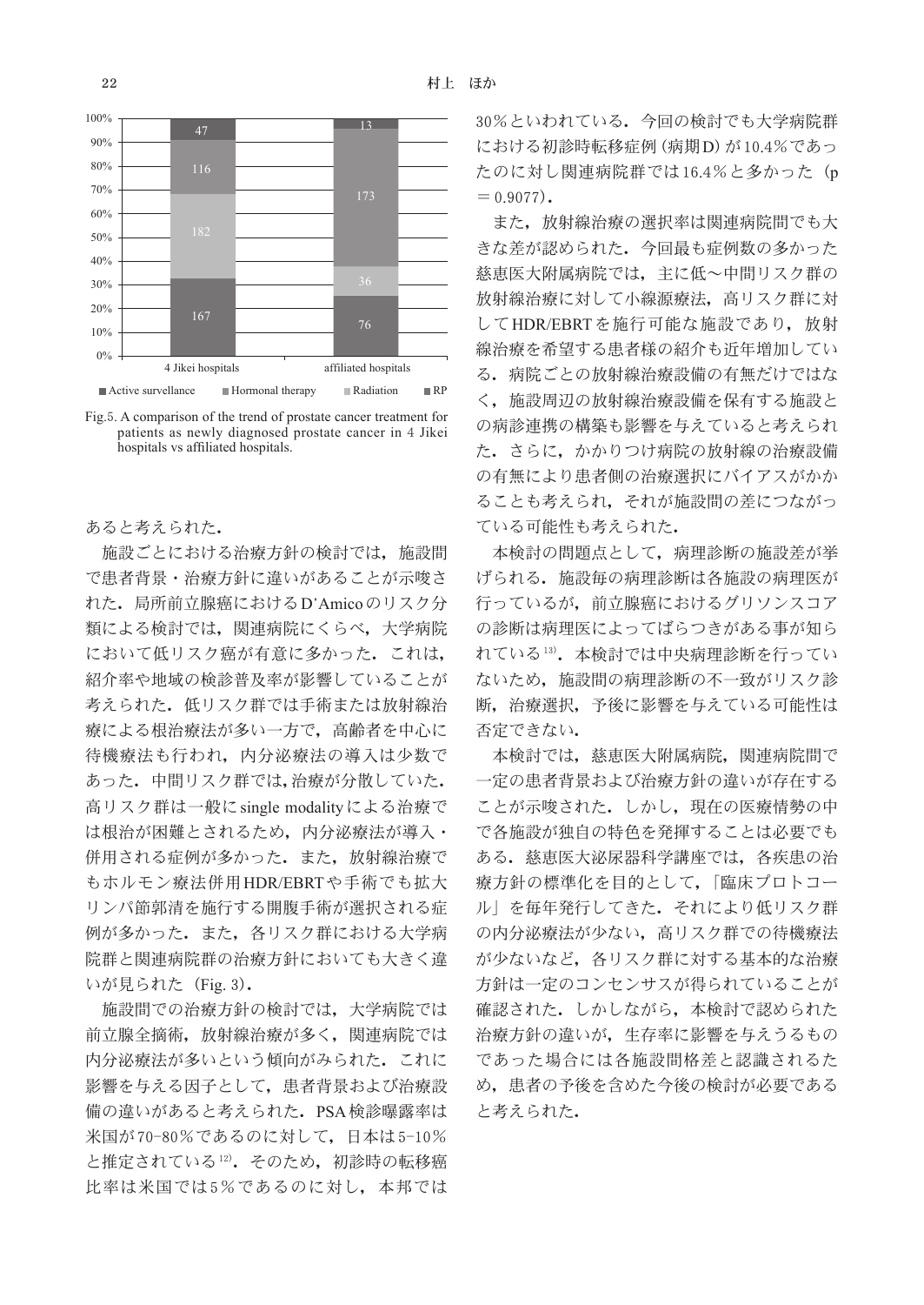Fig.5. A comparison of the trend of prostate cancer treatment for patients as newly diagnosed prostate cancer in 4 Jikei hospitals vs affiliated hospitals.

あると考えられた．

施設ごとにおける治療方針の検討では，施設間で患者背景・治療方針に違いがあることが示唆された．局所前立腺癌におけるD'Amicoのリスク分類による検討では，関連病院にくらべ，大学病院において低リスク癌が有意に多かった．これは，紹介率や地域の検診普及率が影響していることが考えられた．低リスク群では手術または放射線治療による根治療法が多い一方で，高齢者を中心に待機療法も行われ，内分泌療法の導入は少数であった．中間リスク群では,治療が分散していた．高リスク群は一般にsingle modalityによる治療では根治が困難とされるため，内分泌療法が導入・併用される症例が多かった．また，放射線治療でもホルモン療法併用HDR/EBRTや手術でも拡大リンパ節郭清を施行する開腹手術が選択される症例が多かった．また，各リスク群における大学病院群と関連病院群の治療方針においても大きく違いが見られた（Fig. 3）．

施設間での治療方針の検討では，大学病院では前立腺全摘術，放射線治療が多く，関連病院では内分泌療法が多いという傾向がみられた．これに影響を与える因子として，患者背景および治療設備の違いがあると考えられた．PSA検診曝露率は米国が70-80％であるのに対して，日本は5-10％と推定されている[12]．そのため，初診時の転移癌比率は米国では5％であるのに対し，本邦では30％といわれている．今回の検討でも大学病院群における初診時転移症例（病期D）が10.4％であったのに対し関連病院群では16.4％と多かった（$p = 0.9077$）．

また，放射線治療の選択率は関連病院間でも大きな差が認められた．今回最も症例数の多かった慈恵医大附属病院では，主に低～中間リスク群の放射線治療に対して小線源療法，高リスク群に対してHDR/EBRTを施行可能な施設であり，放射線治療を希望する患者様の紹介も近年増加している．病院ごとの放射線治療設備の有無だけではなく，施設周辺の放射線治療設備を保有する施設との病診連携の構築も影響を与えていると考えられた．さらに，かかりつけ病院の放射線の治療設備の有無により患者側の治療選択にバイアスがかかることも考えられ，それが施設間の差につながっている可能性も考えられた．

本検討の問題点として，病理診断の施設差が挙げられる．施設毎の病理診断は各施設の病理医が行っているが，前立腺癌におけるグリソンスコアの診断は病理医によってばらつきがある事が知られている[13]．本検討では中央病理診断を行っていないため，施設間の病理診断の不一致がリスク診断，治療選択，予後に影響を与えている可能性は否定できない．

本検討では，慈恵医大附属病院，関連病院間で一定の患者背景および治療方針の違いが存在することが示唆された．しかし，現在の医療情勢の中で各施設が独自の特色を発揮することは必要でもある．慈恵医大泌尿器科学講座では，各疾患の治療方針の標準化を目的として，「臨床プロトコール」を毎年発行してきた．それにより低リスク群の内分泌療法が少ない，高リスク群での待機療法が少ないなど，各リスク群に対する基本的な治療方針は一定のコンセンサスが得られていることが確認された．しかしながら，本検討で認められた治療方針の違いが，生存率に影響を与えうるものであった場合には各施設間格差と認識されるため，患者の予後を含めた今後の検討が必要であると考えられた．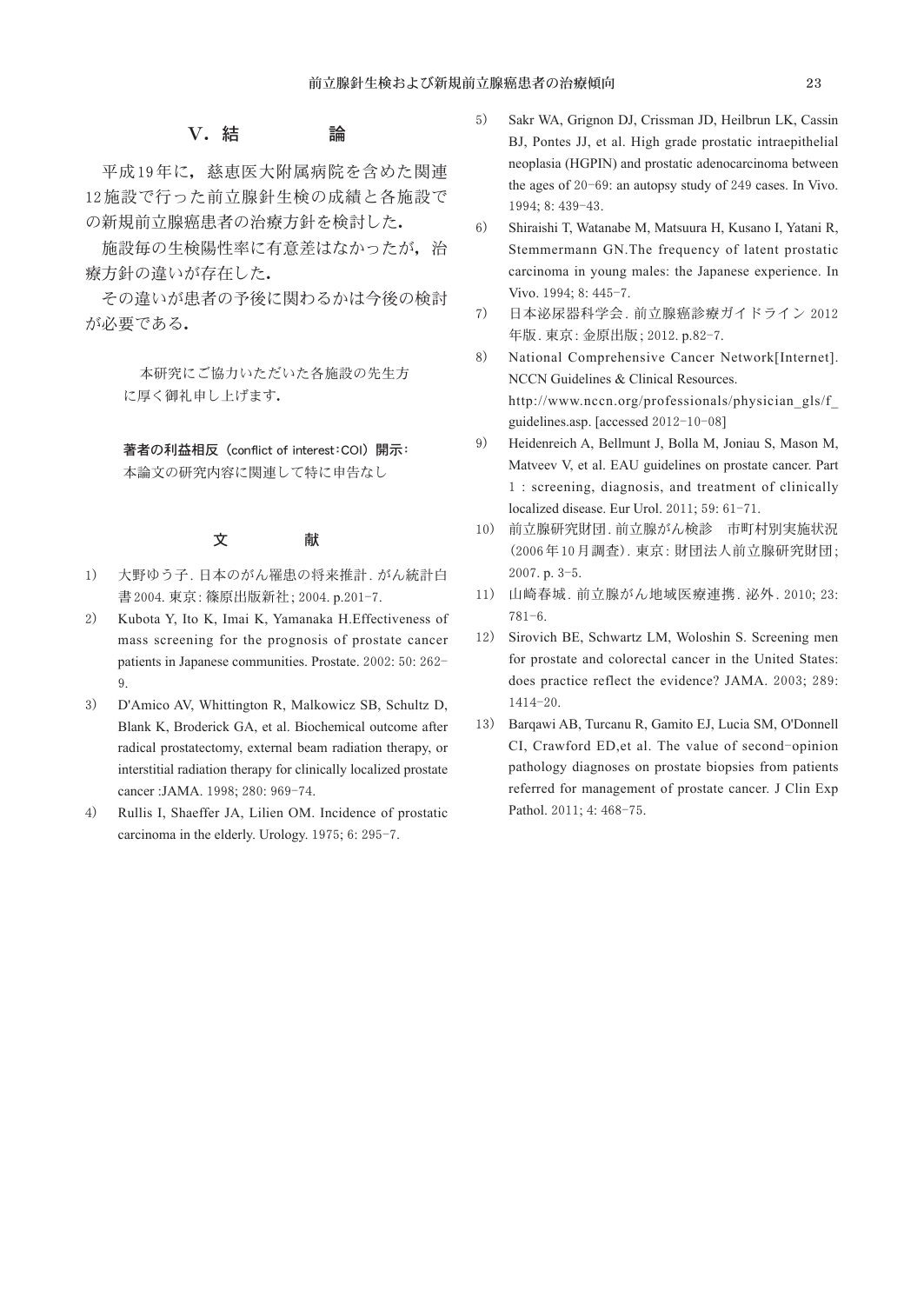## V. 結　　論

平成19年に，慈恵医大附属病院を含めた関連12施設で行った前立腺針生検の成績と各施設での新規前立腺癌患者の治療方針を検討した．

施設毎の生検陽性率に有意差はなかったが，治療方針の違いが存在した．

その違いが患者の予後に関わるかは今後の検討が必要である．

本研究にご協力いただいた各施設の先生方に厚く御礼申し上げます．

**著者の利益相反（conflict of interest：COI）開示：**
本論文の研究内容に関連して特に申告なし

## 文　　献

1) 大野ゆう子. 日本のがん罹患の将来推計. がん統計白書2004. 東京: 篠原出版新社; 2004. p.201-7.
2) Kubota Y, Ito K, Imai K, Yamanaka H.Effectiveness of mass screening for the prognosis of prostate cancer patients in Japanese communities. Prostate. 2002: 50: 262-9.
3) D'Amico AV, Whittington R, Malkowicz SB, Schultz D, Blank K, Broderick GA, et al. Biochemical outcome after radical prostatectomy, external beam radiation therapy, or interstitial radiation therapy for clinically localized prostate cancer :JAMA. 1998; 280: 969-74.
4) Rullis I, Shaeffer JA, Lilien OM. Incidence of prostatic carcinoma in the elderly. Urology. 1975; 6: 295-7.
5) Sakr WA, Grignon DJ, Crissman JD, Heilbrun LK, Cassin BJ, Pontes JJ, et al. High grade prostatic intraepithelial neoplasia (HGPIN) and prostatic adenocarcinoma between the ages of 20-69: an autopsy study of 249 cases. In Vivo. 1994; 8: 439-43.
6) Shiraishi T, Watanabe M, Matsuura H, Kusano I, Yatani R, Stemmermann GN.The frequency of latent prostatic carcinoma in young males: the Japanese experience. In Vivo. 1994; 8: 445-7.
7) 日本泌尿器科学会. 前立腺癌診療ガイドライン 2012年版. 東京: 金原出版; 2012. p.82-7.
8) National Comprehensive Cancer Network[Internet]. NCCN Guidelines & Clinical Resources. http://www.nccn.org/professionals/physician_gls/f_guidelines.asp. [accessed 2012-10-08]
9) Heidenreich A, Bellmunt J, Bolla M, Joniau S, Mason M, Matveev V, et al. EAU guidelines on prostate cancer. Part 1 : screening, diagnosis, and treatment of clinically localized disease. Eur Urol. 2011; 59: 61-71.
10) 前立腺研究財団. 前立腺がん検診　市町村別実施状況(2006年10月調査). 東京: 財団法人前立腺研究財団; 2007. p. 3-5.
11) 山崎春城. 前立腺がん地域医療連携. 泌外. 2010; 23: 781-6.
12) Sirovich BE, Schwartz LM, Woloshin S. Screening men for prostate and colorectal cancer in the United States: does practice reflect the evidence? JAMA. 2003; 289: 1414-20.
13) Barqawi AB, Turcanu R, Gamito EJ, Lucia SM, O'Donnell CI, Crawford ED,et al. The value of second-opinion pathology diagnoses on prostate biopsies from patients referred for management of prostate cancer. J Clin Exp Pathol. 2011; 4: 468-75.